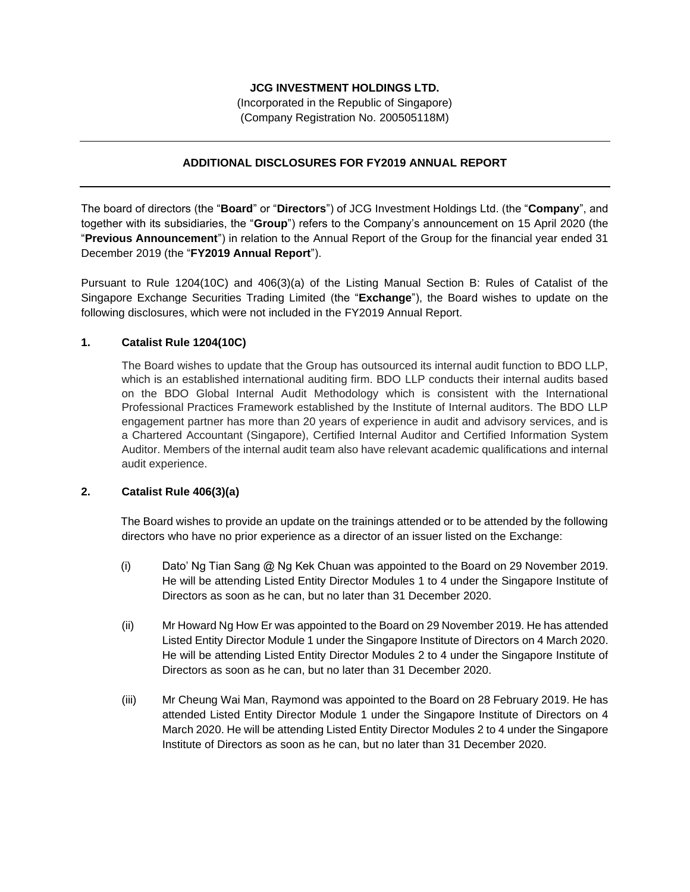**JCG INVESTMENT HOLDINGS LTD.**

(Incorporated in the Republic of Singapore)

(Company Registration No. 200505118M)

---

**ADDITIONAL DISCLOSURES FOR FY2019 ANNUAL REPORT**

---

The board of directors (the "**Board**" or "**Directors**") of JCG Investment Holdings Ltd. (the "**Company**", and together with its subsidiaries, the "**Group**") refers to the Company's announcement on 15 April 2020 (the "**Previous Announcement**") in relation to the Annual Report of the Group for the financial year ended 31 December 2019 (the "**FY2019 Annual Report**").

Pursuant to Rule 1204(10C) and 406(3)(a) of the Listing Manual Section B: Rules of Catalist of the Singapore Exchange Securities Trading Limited (the "**Exchange**"), the Board wishes to update on the following disclosures, which were not included in the FY2019 Annual Report.

**1. Catalist Rule 1204(10C)**

The Board wishes to update that the Group has outsourced its internal audit function to BDO LLP, which is an established international auditing firm. BDO LLP conducts their internal audits based on the BDO Global Internal Audit Methodology which is consistent with the International Professional Practices Framework established by the Institute of Internal auditors. The BDO LLP engagement partner has more than 20 years of experience in audit and advisory services, and is a Chartered Accountant (Singapore), Certified Internal Auditor and Certified Information System Auditor. Members of the internal audit team also have relevant academic qualifications and internal audit experience.

**2. Catalist Rule 406(3)(a)**

The Board wishes to provide an update on the trainings attended or to be attended by the following directors who have no prior experience as a director of an issuer listed on the Exchange:

(i) Dato' Ng Tian Sang @ Ng Kek Chuan was appointed to the Board on 29 November 2019. He will be attending Listed Entity Director Modules 1 to 4 under the Singapore Institute of Directors as soon as he can, but no later than 31 December 2020.

(ii) Mr Howard Ng How Er was appointed to the Board on 29 November 2019. He has attended Listed Entity Director Module 1 under the Singapore Institute of Directors on 4 March 2020. He will be attending Listed Entity Director Modules 2 to 4 under the Singapore Institute of Directors as soon as he can, but no later than 31 December 2020.

(iii) Mr Cheung Wai Man, Raymond was appointed to the Board on 28 February 2019. He has attended Listed Entity Director Module 1 under the Singapore Institute of Directors on 4 March 2020. He will be attending Listed Entity Director Modules 2 to 4 under the Singapore Institute of Directors as soon as he can, but no later than 31 December 2020.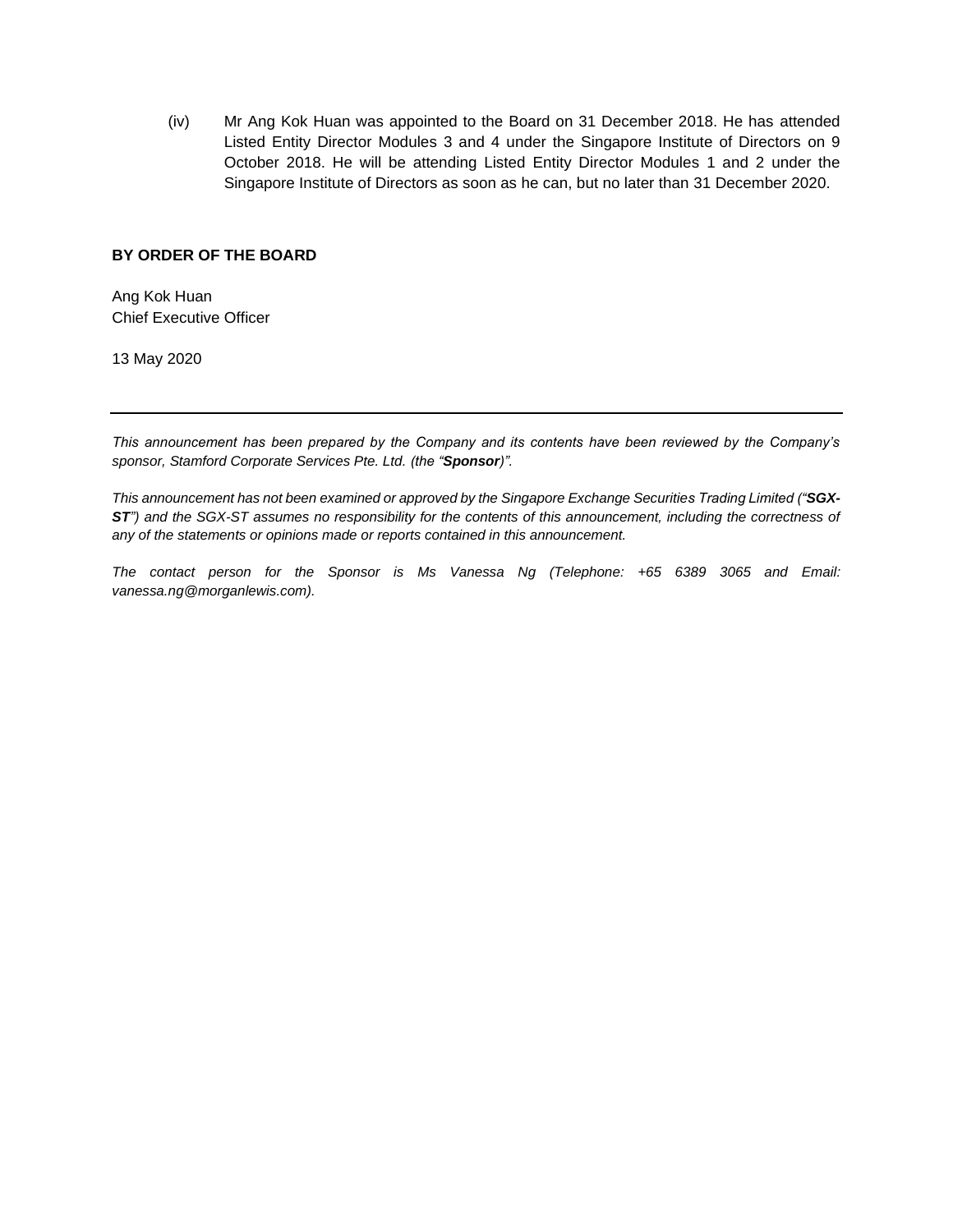(iv) Mr Ang Kok Huan was appointed to the Board on 31 December 2018. He has attended Listed Entity Director Modules 3 and 4 under the Singapore Institute of Directors on 9 October 2018. He will be attending Listed Entity Director Modules 1 and 2 under the Singapore Institute of Directors as soon as he can, but no later than 31 December 2020.

**BY ORDER OF THE BOARD**

Ang Kok Huan
Chief Executive Officer

13 May 2020

---

*This announcement has been prepared by the Company and its contents have been reviewed by the Company's sponsor, Stamford Corporate Services Pte. Ltd. (the "**Sponsor**)".*

*This announcement has not been examined or approved by the Singapore Exchange Securities Trading Limited ("**SGX-ST**") and the SGX-ST assumes no responsibility for the contents of this announcement, including the correctness of any of the statements or opinions made or reports contained in this announcement.*

*The contact person for the Sponsor is Ms Vanessa Ng (Telephone: +65 6389 3065 and Email: vanessa.ng@morganlewis.com).*